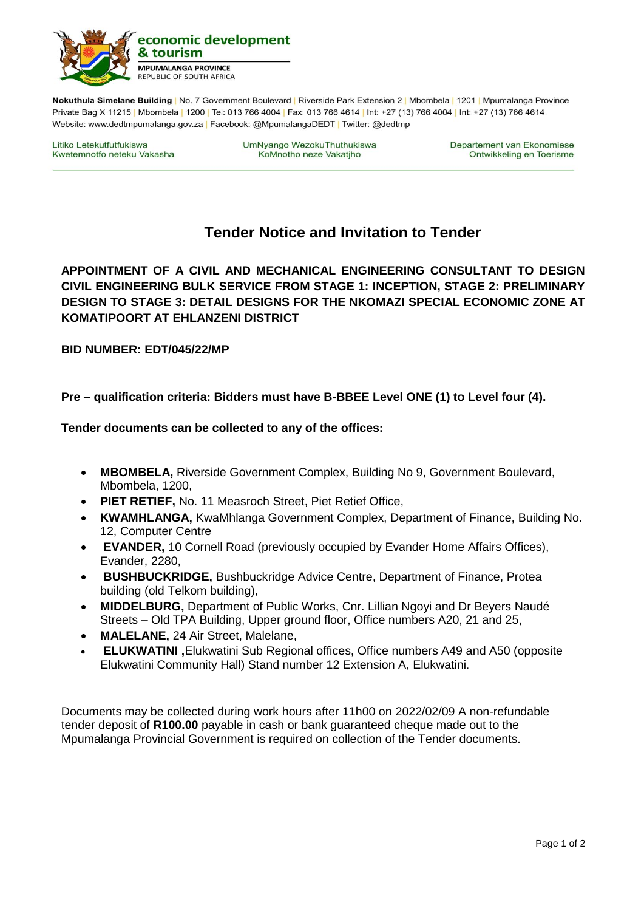economic development
& tourism

MPUMALANGA PROVINCE
REPUBLIC OF SOUTH AFRICA

**Nokuthula Simelane Building** | No. 7 Government Boulevard | Riverside Park Extension 2 | Mbombela | 1201 | Mpumalanga Province
Private Bag X 11215 | Mbombela | 1200 | Tel: 013 766 4004 | Fax: 013 766 4614 | Int: +27 (13) 766 4004 | Int: +27 (13) 766 4614
Website: www.dedtmpumalanga.gov.za | Facebook: @MpumalangaDEDT | Twitter: @dedtmp

Litiko Letekutfutfukiswa Kwetemnotfo neteku Vakasha

UmNyango WezokuThuthukiswa KoMnotho neze Vakatjho

Departement van Ekonomiese Ontwikkeling en Toerisme

# Tender Notice and Invitation to Tender

**APPOINTMENT OF A CIVIL AND MECHANICAL ENGINEERING CONSULTANT TO DESIGN CIVIL ENGINEERING BULK SERVICE FROM STAGE 1: INCEPTION, STAGE 2: PRELIMINARY DESIGN TO STAGE 3: DETAIL DESIGNS FOR THE NKOMAZI SPECIAL ECONOMIC ZONE AT KOMATIPOORT AT EHLANZENI DISTRICT**

**BID NUMBER: EDT/045/22/MP**

**Pre – qualification criteria: Bidders must have B-BBEE Level ONE (1) to Level four (4).**

**Tender documents can be collected to any of the offices:**

- **MBOMBELA,** Riverside Government Complex, Building No 9, Government Boulevard, Mbombela, 1200,
- **PIET RETIEF,** No. 11 Measroch Street, Piet Retief Office,
- **KWAMHLANGA,** KwaMhlanga Government Complex, Department of Finance, Building No. 12, Computer Centre
- **EVANDER,** 10 Cornell Road (previously occupied by Evander Home Affairs Offices), Evander, 2280,
- **BUSHBUCKRIDGE,** Bushbuckridge Advice Centre, Department of Finance, Protea building (old Telkom building),
- **MIDDELBURG,** Department of Public Works, Cnr. Lillian Ngoyi and Dr Beyers Naudé Streets – Old TPA Building, Upper ground floor, Office numbers A20, 21 and 25,
- **MALELANE,** 24 Air Street, Malelane,
- **ELUKWATINI ,**Elukwatini Sub Regional offices, Office numbers A49 and A50 (opposite Elukwatini Community Hall) Stand number 12 Extension A, Elukwatini.

Documents may be collected during work hours after 11h00 on 2022/02/09 A non-refundable tender deposit of **R100.00** payable in cash or bank guaranteed cheque made out to the Mpumalanga Provincial Government is required on collection of the Tender documents.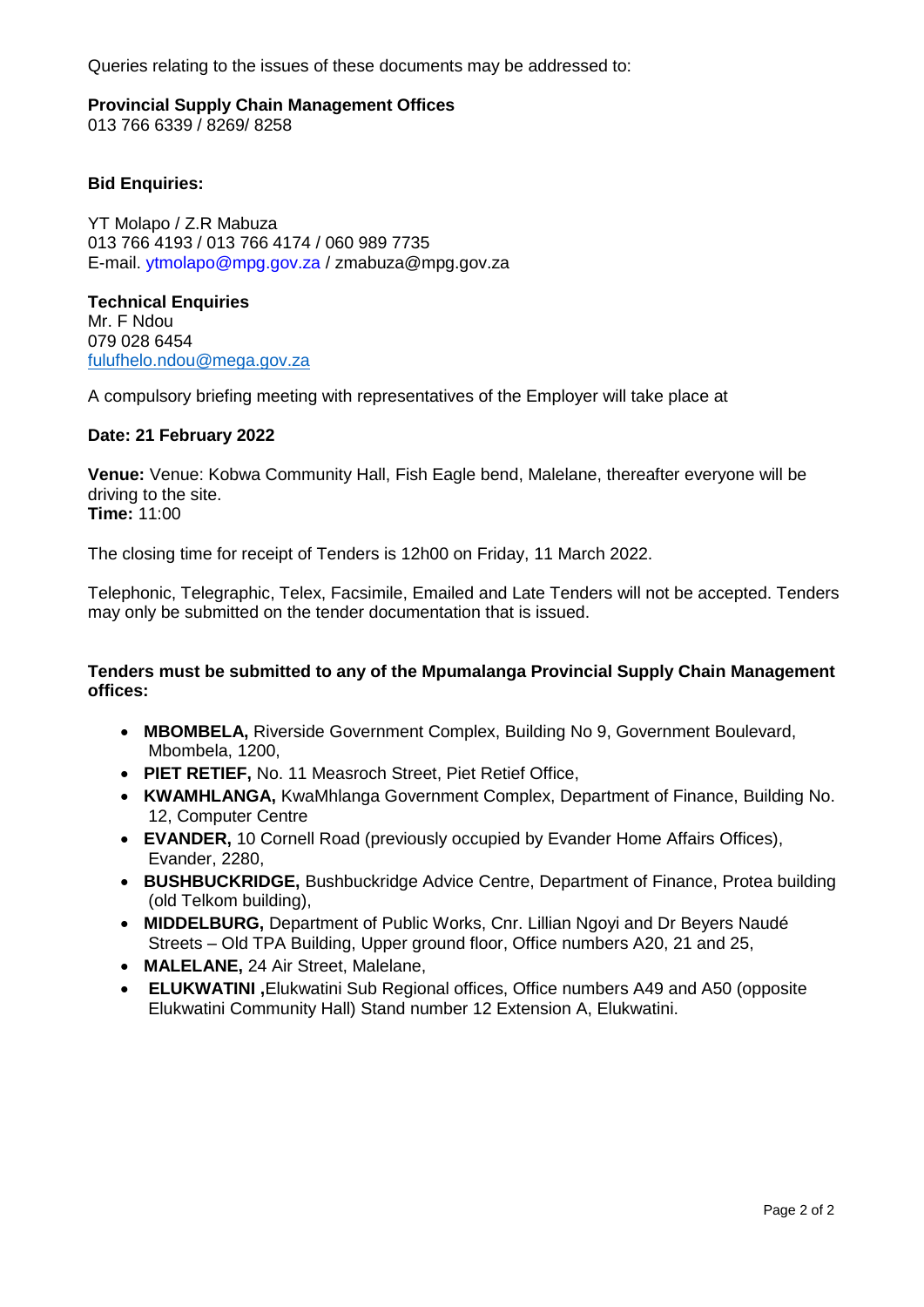Queries relating to the issues of these documents may be addressed to:

**Provincial Supply Chain Management Offices**
013 766 6339 / 8269/ 8258

**Bid Enquiries:**

YT Molapo / Z.R Mabuza
013 766 4193 / 013 766 4174 / 060 989 7735
E-mail. ytmolapo@mpg.gov.za / zmabuza@mpg.gov.za

**Technical Enquiries**
Mr. F Ndou
079 028 6454
fulufhelo.ndou@mega.gov.za

A compulsory briefing meeting with representatives of the Employer will take place at

**Date: 21 February 2022**

**Venue:** Venue: Kobwa Community Hall, Fish Eagle bend, Malelane, thereafter everyone will be driving to the site.
**Time:** 11:00

The closing time for receipt of Tenders is 12h00 on Friday, 11 March 2022.

Telephonic, Telegraphic, Telex, Facsimile, Emailed and Late Tenders will not be accepted. Tenders may only be submitted on the tender documentation that is issued.

**Tenders must be submitted to any of the Mpumalanga Provincial Supply Chain Management offices:**

- **MBOMBELA,** Riverside Government Complex, Building No 9, Government Boulevard, Mbombela, 1200,
- **PIET RETIEF,** No. 11 Measroch Street, Piet Retief Office,
- **KWAMHLANGA,** KwaMhlanga Government Complex, Department of Finance, Building No. 12, Computer Centre
- **EVANDER,** 10 Cornell Road (previously occupied by Evander Home Affairs Offices), Evander, 2280,
- **BUSHBUCKRIDGE,** Bushbuckridge Advice Centre, Department of Finance, Protea building (old Telkom building),
- **MIDDELBURG,** Department of Public Works, Cnr. Lillian Ngoyi and Dr Beyers Naudé Streets – Old TPA Building, Upper ground floor, Office numbers A20, 21 and 25,
- **MALELANE,** 24 Air Street, Malelane,
- **ELUKWATINI ,**Elukwatini Sub Regional offices, Office numbers A49 and A50 (opposite Elukwatini Community Hall) Stand number 12 Extension A, Elukwatini.